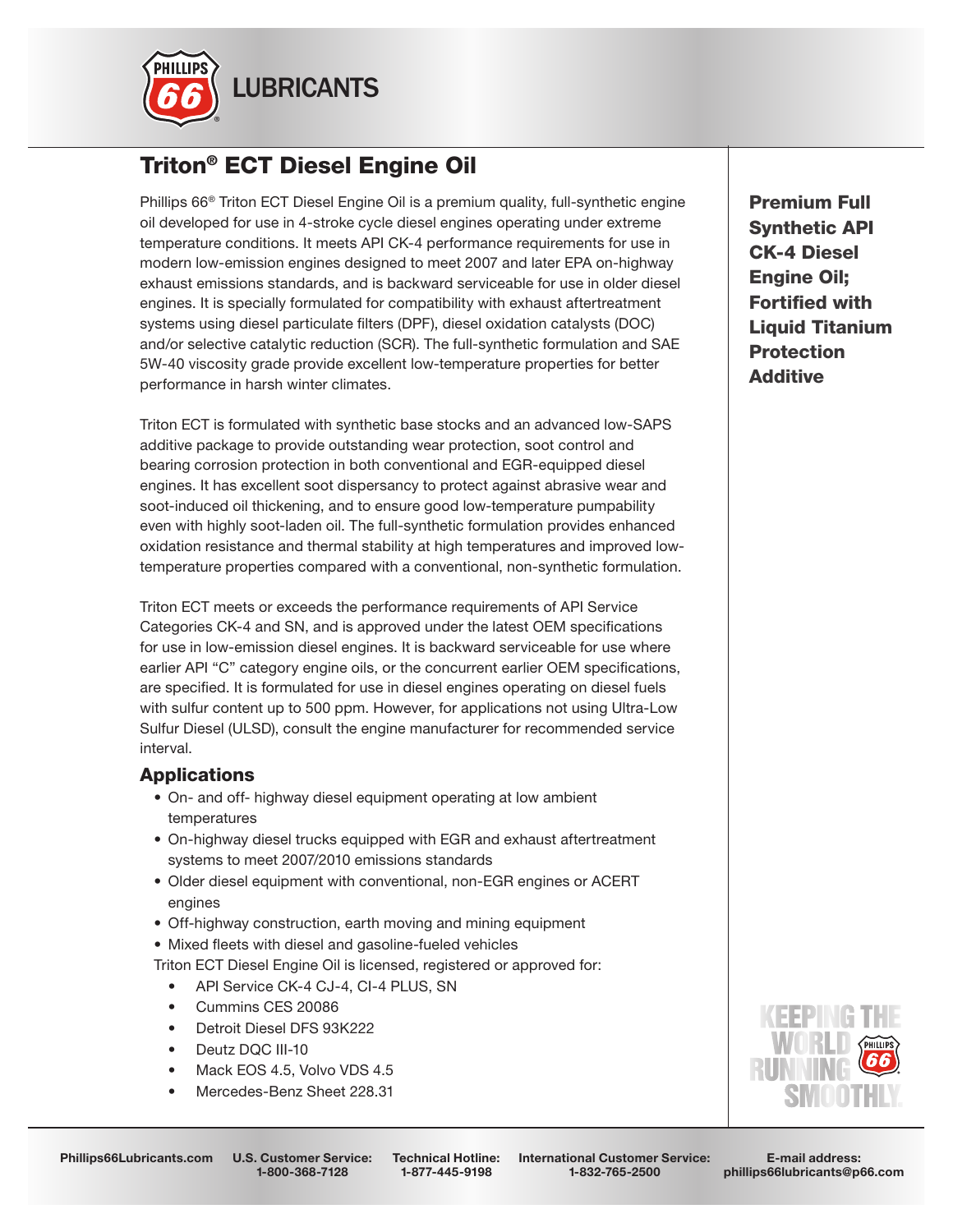# Triton® ECT Diesel Engine Oil

**Premium Full Synthetic API CK-4 Diesel Engine Oil; Fortified with Liquid Titanium Protection Additive**

Phillips 66® Triton ECT Diesel Engine Oil is a premium quality, full-synthetic engine oil developed for use in 4-stroke cycle diesel engines operating under extreme temperature conditions. It meets API CK-4 performance requirements for use in modern low-emission engines designed to meet 2007 and later EPA on-highway exhaust emissions standards, and is backward serviceable for use in older diesel engines. It is specially formulated for compatibility with exhaust aftertreatment systems using diesel particulate filters (DPF), diesel oxidation catalysts (DOC) and/or selective catalytic reduction (SCR). The full-synthetic formulation and SAE 5W-40 viscosity grade provide excellent low-temperature properties for better performance in harsh winter climates.

Triton ECT is formulated with synthetic base stocks and an advanced low-SAPS additive package to provide outstanding wear protection, soot control and bearing corrosion protection in both conventional and EGR-equipped diesel engines. It has excellent soot dispersancy to protect against abrasive wear and soot-induced oil thickening, and to ensure good low-temperature pumpability even with highly soot-laden oil. The full-synthetic formulation provides enhanced oxidation resistance and thermal stability at high temperatures and improved low-temperature properties compared with a conventional, non-synthetic formulation.

Triton ECT meets or exceeds the performance requirements of API Service Categories CK-4 and SN, and is approved under the latest OEM specifications for use in low-emission diesel engines. It is backward serviceable for use where earlier API "C" category engine oils, or the concurrent earlier OEM specifications, are specified. It is formulated for use in diesel engines operating on diesel fuels with sulfur content up to 500 ppm. However, for applications not using Ultra-Low Sulfur Diesel (ULSD), consult the engine manufacturer for recommended service interval.

## Applications

- On- and off- highway diesel equipment operating at low ambient temperatures
- On-highway diesel trucks equipped with EGR and exhaust aftertreatment systems to meet 2007/2010 emissions standards
- Older diesel equipment with conventional, non-EGR engines or ACERT engines
- Off-highway construction, earth moving and mining equipment
- Mixed fleets with diesel and gasoline-fueled vehicles

Triton ECT Diesel Engine Oil is licensed, registered or approved for:

- API Service CK-4 CJ-4, CI-4 PLUS, SN
- Cummins CES 20086
- Detroit Diesel DFS 93K222
- Deutz DQC III-10
- Mack EOS 4.5, Volvo VDS 4.5
- Mercedes-Benz Sheet 228.31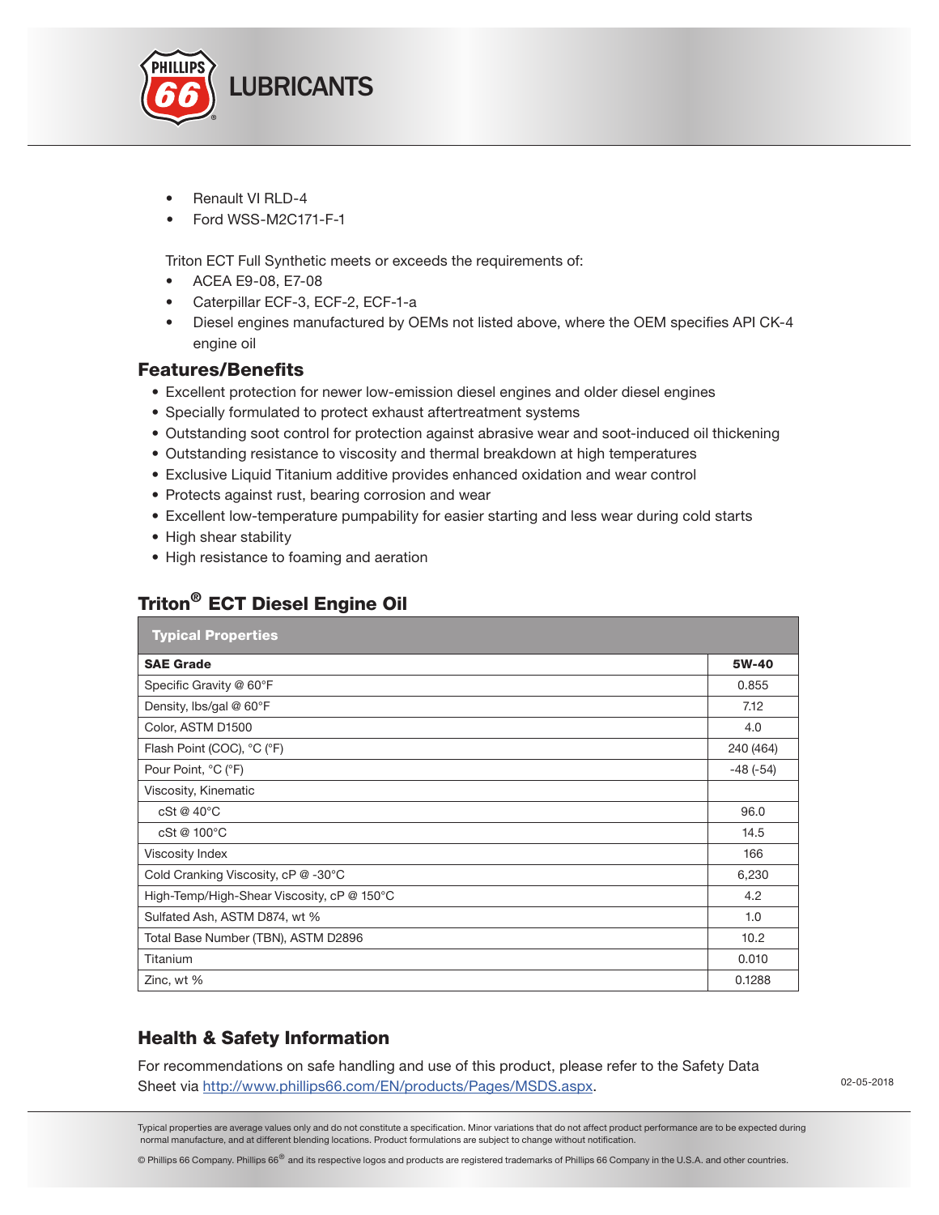- Renault VI RLD-4
- Ford WSS-M2C171-F-1

Triton ECT Full Synthetic meets or exceeds the requirements of:

- ACEA E9-08, E7-08
- Caterpillar ECF-3, ECF-2, ECF-1-a
- Diesel engines manufactured by OEMs not listed above, where the OEM specifies API CK-4 engine oil

## Features/Benefits

- Excellent protection for newer low-emission diesel engines and older diesel engines
- Specially formulated to protect exhaust aftertreatment systems
- Outstanding soot control for protection against abrasive wear and soot-induced oil thickening
- Outstanding resistance to viscosity and thermal breakdown at high temperatures
- Exclusive Liquid Titanium additive provides enhanced oxidation and wear control
- Protects against rust, bearing corrosion and wear
- Excellent low-temperature pumpability for easier starting and less wear during cold starts
- High shear stability
- High resistance to foaming and aeration

## Triton® ECT Diesel Engine Oil

| Typical Properties | |
|---|---|
| **SAE Grade** | **5W-40** |
| Specific Gravity @ 60°F | 0.855 |
| Density, lbs/gal @ 60°F | 7.12 |
| Color, ASTM D1500 | 4.0 |
| Flash Point (COC), °C (°F) | 240 (464) |
| Pour Point, °C (°F) | -48 (-54) |
| Viscosity, Kinematic | |
| cSt @ 40°C | 96.0 |
| cSt @ 100°C | 14.5 |
| Viscosity Index | 166 |
| Cold Cranking Viscosity, cP @ -30°C | 6,230 |
| High-Temp/High-Shear Viscosity, cP @ 150°C | 4.2 |
| Sulfated Ash, ASTM D874, wt % | 1.0 |
| Total Base Number (TBN), ASTM D2896 | 10.2 |
| Titanium | 0.010 |
| Zinc, wt % | 0.1288 |

## Health & Safety Information

For recommendations on safe handling and use of this product, please refer to the Safety Data Sheet via http://www.phillips66.com/EN/products/Pages/MSDS.aspx.

02-05-2018

Typical properties are average values only and do not constitute a specification. Minor variations that do not affect product performance are to be expected during normal manufacture, and at different blending locations. Product formulations are subject to change without notification.

© Phillips 66 Company. Phillips 66® and its respective logos and products are registered trademarks of Phillips 66 Company in the U.S.A. and other countries.